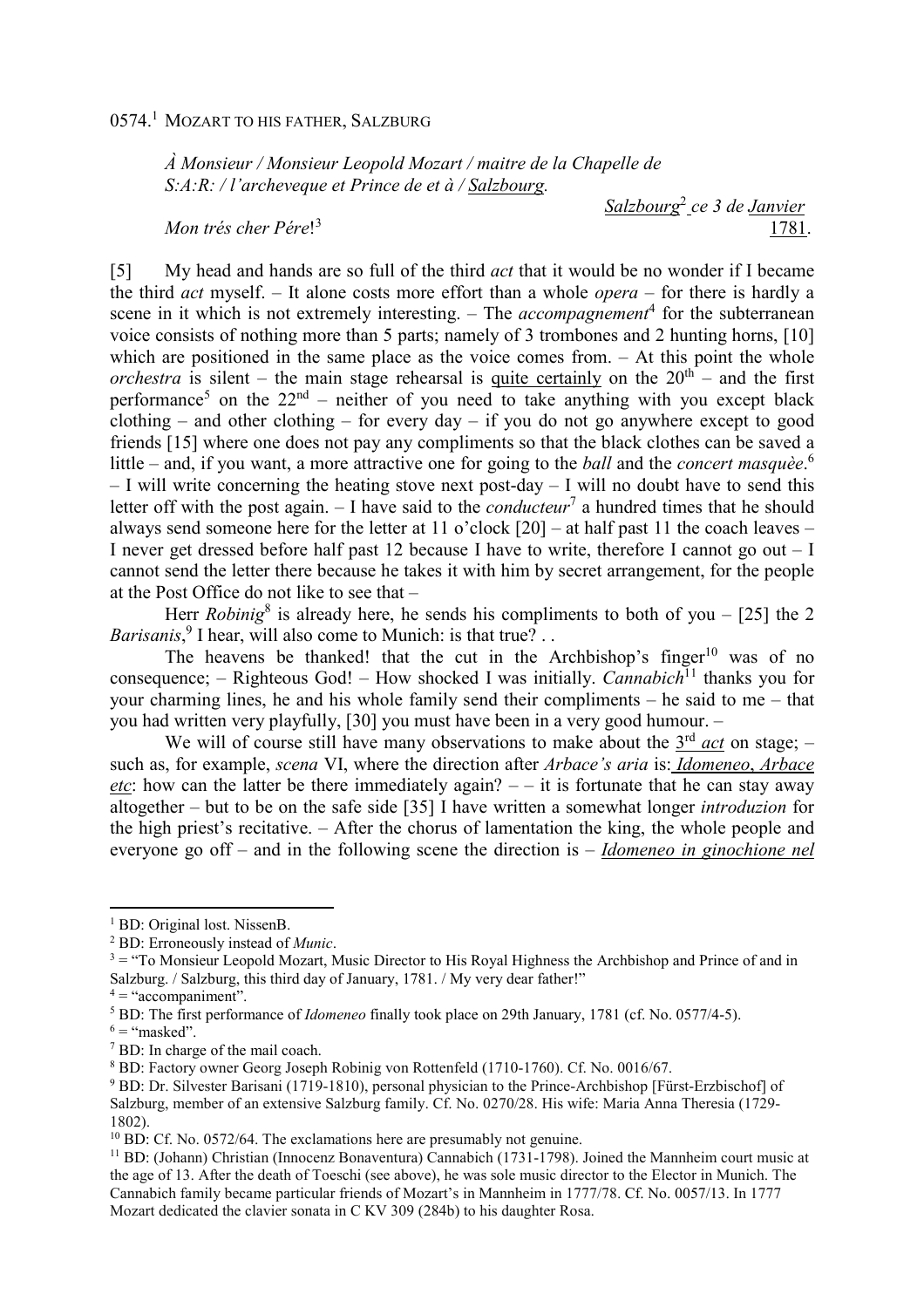0574.[1] MOZART TO HIS FATHER, SALZBURG

*À Monsieur / Monsieur Leopold Mozart / maitre de la Chapelle de S:A:R: / l'archeveque et Prince de et à / Salzbourg.*

*Salzbourg*[2] *ce 3 de Janvier* 1781.

*Mon trés cher Pére*![3]

[5] My head and hands are so full of the third *act* that it would be no wonder if I became the third *act* myself. – It alone costs more effort than a whole *opera* – for there is hardly a scene in it which is not extremely interesting. – The *accompagnement*[4] for the subterranean voice consists of nothing more than 5 parts; namely of 3 trombones and 2 hunting horns, [10] which are positioned in the same place as the voice comes from. – At this point the whole *orchestra* is silent – the main stage rehearsal is quite certainly on the 20th – and the first performance[5] on the 22nd – neither of you need to take anything with you except black clothing – and other clothing – for every day – if you do not go anywhere except to good friends [15] where one does not pay any compliments so that the black clothes can be saved a little – and, if you want, a more attractive one for going to the *ball* and the *concert masquèe*.[6] – I will write concerning the heating stove next post-day – I will no doubt have to send this letter off with the post again. – I have said to the *conducteur*[7] a hundred times that he should always send someone here for the letter at 11 o'clock [20] – at half past 11 the coach leaves – I never get dressed before half past 12 because I have to write, therefore I cannot go out – I cannot send the letter there because he takes it with him by secret arrangement, for the people at the Post Office do not like to see that –

Herr *Robinig*[8] is already here, he sends his compliments to both of you – [25] the 2 *Barisanis*,[9] I hear, will also come to Munich: is that true? . .

The heavens be thanked! that the cut in the Archbishop's finger[10] was of no consequence; – Righteous God! – How shocked I was initially. *Cannabich*[11] thanks you for your charming lines, he and his whole family send their compliments – he said to me – that you had written very playfully, [30] you must have been in a very good humour. –

We will of course still have many observations to make about the 3rd *act* on stage; – such as, for example, *scena* VI, where the direction after *Arbace's aria* is: *Idomeneo*, *Arbace etc*: how can the latter be there immediately again? – – it is fortunate that he can stay away altogether – but to be on the safe side [35] I have written a somewhat longer *introduzion* for the high priest's recitative. – After the chorus of lamentation the king, the whole people and everyone go off – and in the following scene the direction is – *Idomeneo in ginochione nel*

---

[1] BD: Original lost. NissenB.

[2] BD: Erroneously instead of *Munic*.

[3] = "To Monsieur Leopold Mozart, Music Director to His Royal Highness the Archbishop and Prince of and in Salzburg. / Salzburg, this third day of January, 1781. / My very dear father!"

[4] = "accompaniment".

[5] BD: The first performance of *Idomeneo* finally took place on 29th January, 1781 (cf. No. 0577/4-5).

[6] = "masked".

[7] BD: In charge of the mail coach.

[8] BD: Factory owner Georg Joseph Robinig von Rottenfeld (1710-1760). Cf. No. 0016/67.

[9] BD: Dr. Silvester Barisani (1719-1810), personal physician to the Prince-Archbishop [Fürst-Erzbischof] of Salzburg, member of an extensive Salzburg family. Cf. No. 0270/28. His wife: Maria Anna Theresia (1729-1802).

[10] BD: Cf. No. 0572/64. The exclamations here are presumably not genuine.

[11] BD: (Johann) Christian (Innocenz Bonaventura) Cannabich (1731-1798). Joined the Mannheim court music at the age of 13. After the death of Toeschi (see above), he was sole music director to the Elector in Munich. The Cannabich family became particular friends of Mozart's in Mannheim in 1777/78. Cf. No. 0057/13. In 1777 Mozart dedicated the clavier sonata in C KV 309 (284b) to his daughter Rosa.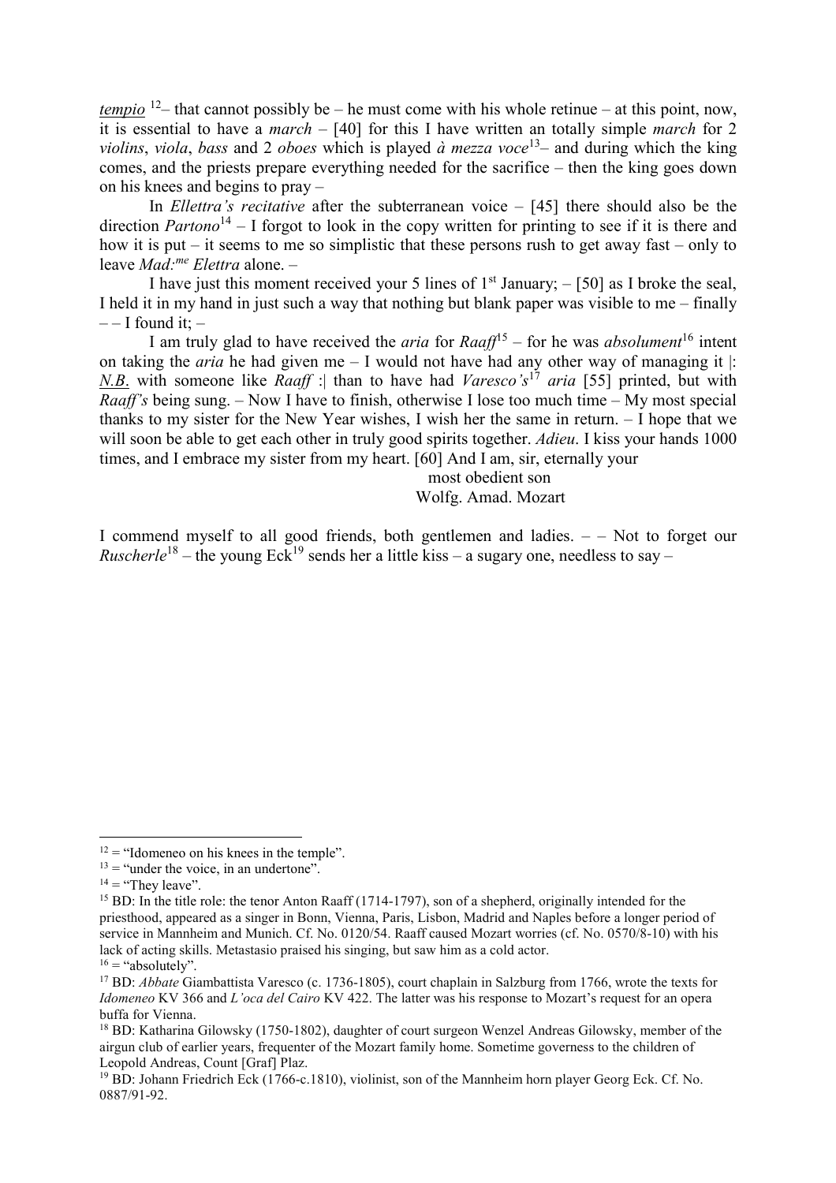*tempio* [12]– that cannot possibly be – he must come with his whole retinue – at this point, now, it is essential to have a *march* – [40] for this I have written an totally simple *march* for 2 *violins*, *viola*, *bass* and 2 *oboes* which is played *à mezza voce*[13]– and during which the king comes, and the priests prepare everything needed for the sacrifice – then the king goes down on his knees and begins to pray –

In *Ellettra's recitative* after the subterranean voice – [45] there should also be the direction *Partono*[14] – I forgot to look in the copy written for printing to see if it is there and how it is put – it seems to me so simplistic that these persons rush to get away fast – only to leave *Mad:me Elettra* alone. –

I have just this moment received your 5 lines of 1st January; – [50] as I broke the seal, I held it in my hand in just such a way that nothing but blank paper was visible to me – finally – – I found it; –

I am truly glad to have received the *aria* for *Raaff*[15] – for he was *absolument*[16] intent on taking the *aria* he had given me – I would not have had any other way of managing it |: *N.B*. with someone like *Raaff* :| than to have had *Varesco's*[17] *aria* [55] printed, but with *Raaff's* being sung. – Now I have to finish, otherwise I lose too much time – My most special thanks to my sister for the New Year wishes, I wish her the same in return. – I hope that we will soon be able to get each other in truly good spirits together. *Adieu*. I kiss your hands 1000 times, and I embrace my sister from my heart. [60] And I am, sir, eternally your

most obedient son
Wolfg. Amad. Mozart

I commend myself to all good friends, both gentlemen and ladies. – – Not to forget our *Ruscherle*[18] – the young Eck[19] sends her a little kiss – a sugary one, needless to say –

---

[12] = "Idomeneo on his knees in the temple".

[13] = "under the voice, in an undertone".

[14] = "They leave".

[15] BD: In the title role: the tenor Anton Raaff (1714-1797), son of a shepherd, originally intended for the priesthood, appeared as a singer in Bonn, Vienna, Paris, Lisbon, Madrid and Naples before a longer period of service in Mannheim and Munich. Cf. No. 0120/54. Raaff caused Mozart worries (cf. No. 0570/8-10) with his lack of acting skills. Metastasio praised his singing, but saw him as a cold actor.

[16] = "absolutely".

[17] BD: *Abbate* Giambattista Varesco (c. 1736-1805), court chaplain in Salzburg from 1766, wrote the texts for *Idomeneo* KV 366 and *L'oca del Cairo* KV 422. The latter was his response to Mozart's request for an opera buffa for Vienna.

[18] BD: Katharina Gilowsky (1750-1802), daughter of court surgeon Wenzel Andreas Gilowsky, member of the airgun club of earlier years, frequenter of the Mozart family home. Sometime governess to the children of Leopold Andreas, Count [Graf] Plaz.

[19] BD: Johann Friedrich Eck (1766-c.1810), violinist, son of the Mannheim horn player Georg Eck. Cf. No. 0887/91-92.